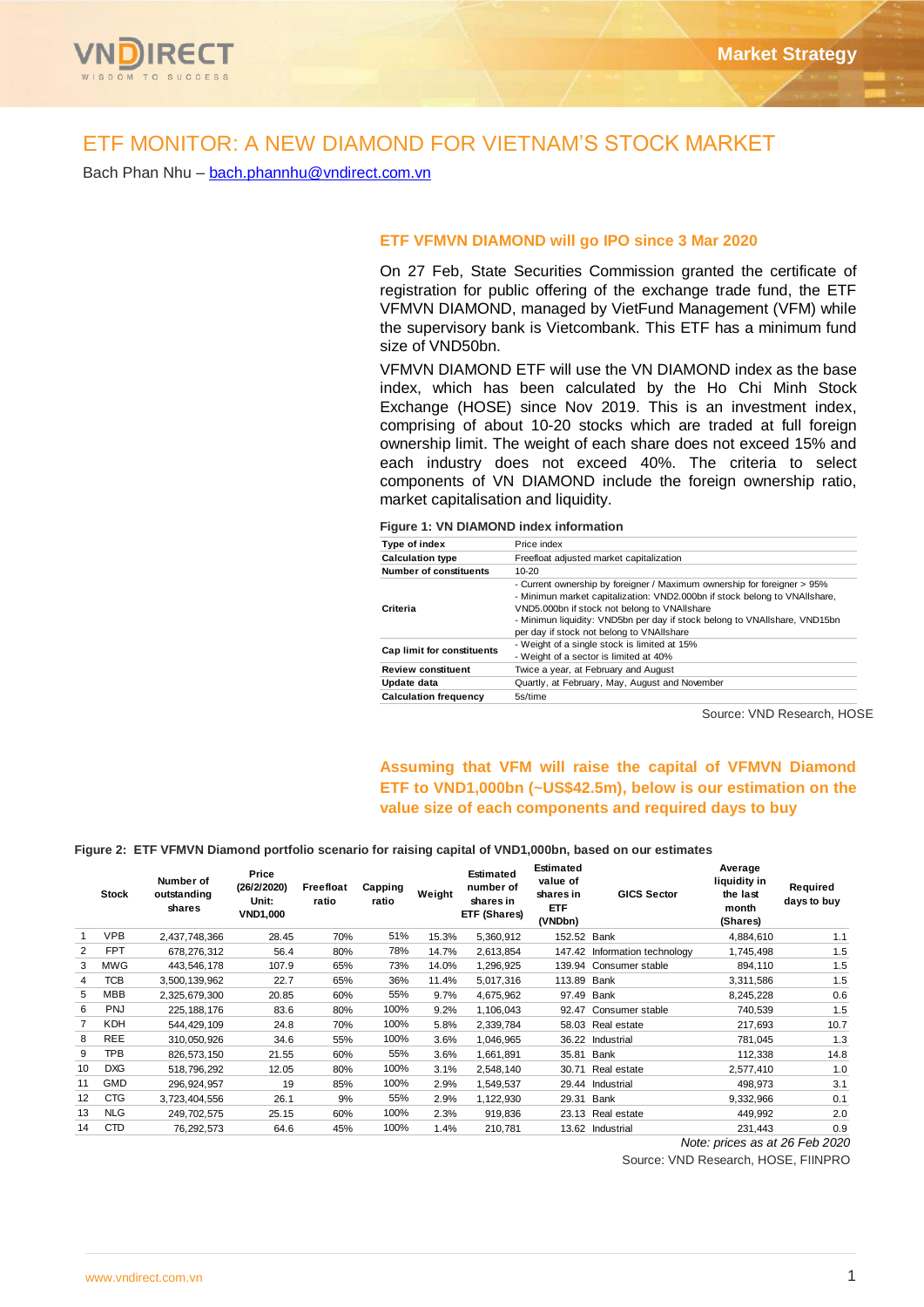# ETF MONITOR: A NEW DIAMOND FOR VIETNAM'S STOCK MARKET

Bach Phan Nhu – bach.phannhu@vndirect.com.vn

## ETF VFMVN DIAMOND will go IPO since 3 Mar 2020

On 27 Feb, State Securities Commission granted the certificate of registration for public offering of the exchange trade fund, the ETF VFMVN DIAMOND, managed by VietFund Management (VFM) while the supervisory bank is Vietcombank. This ETF has a minimum fund size of VND50bn.

VFMVN DIAMOND ETF will use the VN DIAMOND index as the base index, which has been calculated by the Ho Chi Minh Stock Exchange (HOSE) since Nov 2019. This is an investment index, comprising of about 10-20 stocks which are traded at full foreign ownership limit. The weight of each share does not exceed 15% and each industry does not exceed 40%. The criteria to select components of VN DIAMOND include the foreign ownership ratio, market capitalisation and liquidity.

**Figure 1: VN DIAMOND index information**

| | |
|---|---|
| **Type of index** | Price index |
| **Calculation type** | Freefloat adjusted market capitalization |
| **Number of constituents** | 10-20 |
| **Criteria** | - Current ownership by foreigner / Maximum ownership for foreigner > 95%<br>- Minimun market capitalization: VND2.000bn if stock belong to VNAllshare, VND5.000bn if stock not belong to VNAllshare<br>- Minimun liquidity: VND5bn per day if stock belong to VNAllshare, VND15bn per day if stock not belong to VNAllshare |
| **Cap limit for constituents** | - Weight of a single stock is limited at 15%<br>- Weight of a sector is limited at 40% |
| **Review constituent** | Twice a year, at February and August |
| **Update data** | Quartly, at February, May, August and November |
| **Calculation frequency** | 5s/time |

Source: VND Research, HOSE

## Assuming that VFM will raise the capital of VFMVN Diamond ETF to VND1,000bn (~US$42.5m), below is our estimation on the value size of each components and required days to buy

**Figure 2: ETF VFMVN Diamond portfolio scenario for raising capital of VND1,000bn, based on our estimates**

| | Stock | Number of outstanding shares | Price (26/2/2020) Unit: VND1,000 | Freefloat ratio | Capping ratio | Weight | Estimated number of shares in ETF (Shares) | Estimated value of shares in ETF (VNDbn) | GICS Sector | Average liquidity in the last month (Shares) | Required days to buy |
|---|---|---|---|---|---|---|---|---|---|---|---|
| 1 | VPB | 2,437,748,366 | 28.45 | 70% | 51% | 15.3% | 5,360,912 | 152.52 | Bank | 4,884,610 | 1.1 |
| 2 | FPT | 678,276,312 | 56.4 | 80% | 78% | 14.7% | 2,613,854 | 147.42 | Information technology | 1,745,498 | 1.5 |
| 3 | MWG | 443,546,178 | 107.9 | 65% | 73% | 14.0% | 1,296,925 | 139.94 | Consumer stable | 894,110 | 1.5 |
| 4 | TCB | 3,500,139,962 | 22.7 | 65% | 36% | 11.4% | 5,017,316 | 113.89 | Bank | 3,311,586 | 1.5 |
| 5 | MBB | 2,325,679,300 | 20.85 | 60% | 55% | 9.7% | 4,675,962 | 97.49 | Bank | 8,245,228 | 0.6 |
| 6 | PNJ | 225,188,176 | 83.6 | 80% | 100% | 9.2% | 1,106,043 | 92.47 | Consumer stable | 740,539 | 1.5 |
| 7 | KDH | 544,429,109 | 24.8 | 70% | 100% | 5.8% | 2,339,784 | 58.03 | Real estate | 217,693 | 10.7 |
| 8 | REE | 310,050,926 | 34.6 | 55% | 100% | 3.6% | 1,046,965 | 36.22 | Industrial | 781,045 | 1.3 |
| 9 | TPB | 826,573,150 | 21.55 | 60% | 55% | 3.6% | 1,661,891 | 35.81 | Bank | 112,338 | 14.8 |
| 10 | DXG | 518,796,292 | 12.05 | 80% | 100% | 3.1% | 2,548,140 | 30.71 | Real estate | 2,577,410 | 1.0 |
| 11 | GMD | 296,924,957 | 19 | 85% | 100% | 2.9% | 1,549,537 | 29.44 | Industrial | 498,973 | 3.1 |
| 12 | CTG | 3,723,404,556 | 26.1 | 9% | 55% | 2.9% | 1,122,930 | 29.31 | Bank | 9,332,966 | 0.1 |
| 13 | NLG | 249,702,575 | 25.15 | 60% | 100% | 2.3% | 919,836 | 23.13 | Real estate | 449,992 | 2.0 |
| 14 | CTD | 76,292,573 | 64.6 | 45% | 100% | 1.4% | 210,781 | 13.62 | Industrial | 231,443 | 0.9 |

*Note: prices as at 26 Feb 2020*

Source: VND Research, HOSE, FIINPRO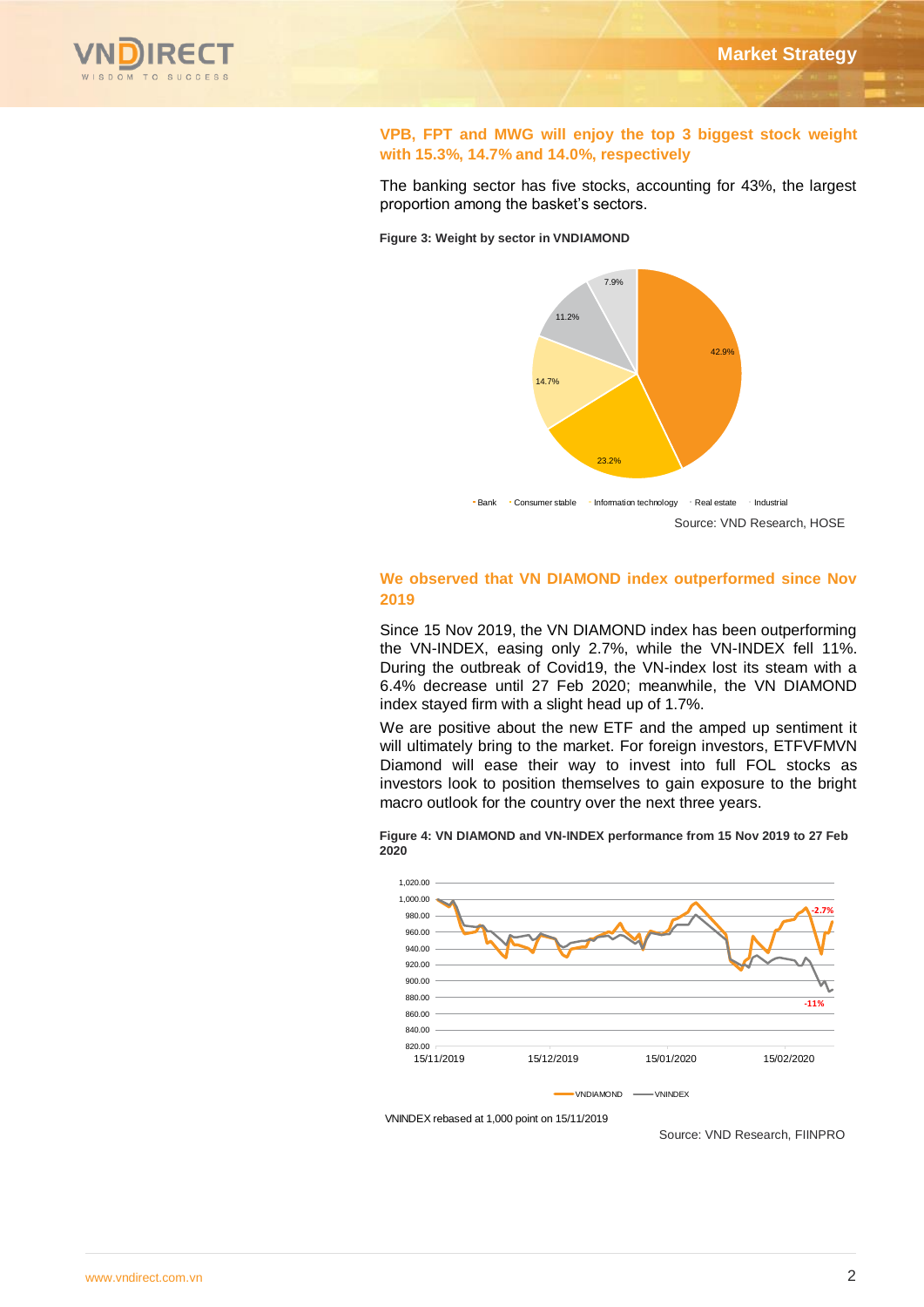### VPB, FPT and MWG will enjoy the top 3 biggest stock weight with 15.3%, 14.7% and 14.0%, respectively

The banking sector has five stocks, accounting for 43%, the largest proportion among the basket's sectors.

**Figure 3: Weight by sector in VNDIAMOND**

Bank: 42.9%; Consumer stable: 23.2%; Information technology: 14.7%; Real estate: 11.2%; Industrial: 7.9%

Source: VND Research, HOSE

### We observed that VN DIAMOND index outperformed since Nov 2019

Since 15 Nov 2019, the VN DIAMOND index has been outperforming the VN-INDEX, easing only 2.7%, while the VN-INDEX fell 11%. During the outbreak of Covid19, the VN-index lost its steam with a 6.4% decrease until 27 Feb 2020; meanwhile, the VN DIAMOND index stayed firm with a slight head up of 1.7%.

We are positive about the new ETF and the amped up sentiment it will ultimately bring to the market. For foreign investors, ETFVFMVN Diamond will ease their way to invest into full FOL stocks as investors look to position themselves to gain exposure to the bright macro outlook for the country over the next three years.

**Figure 4: VN DIAMOND and VN-INDEX performance from 15 Nov 2019 to 27 Feb 2020**

VNDIAMOND: -2.7%; VNINDEX: -11%

VNINDEX rebased at 1,000 point on 15/11/2019

Source: VND Research, FIINPRO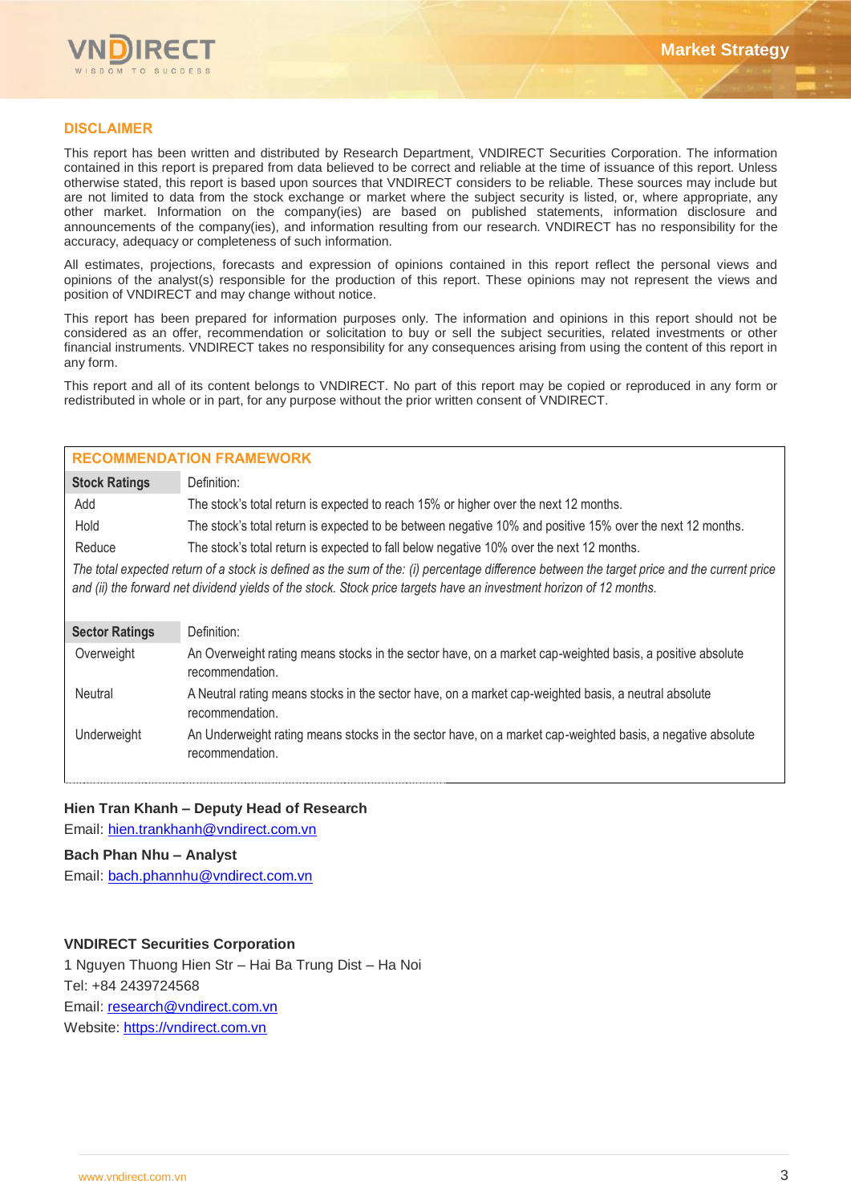## DISCLAIMER

This report has been written and distributed by Research Department, VNDIRECT Securities Corporation. The information contained in this report is prepared from data believed to be correct and reliable at the time of issuance of this report. Unless otherwise stated, this report is based upon sources that VNDIRECT considers to be reliable. These sources may include but are not limited to data from the stock exchange or market where the subject security is listed, or, where appropriate, any other market. Information on the company(ies) are based on published statements, information disclosure and announcements of the company(ies), and information resulting from our research. VNDIRECT has no responsibility for the accuracy, adequacy or completeness of such information.

All estimates, projections, forecasts and expression of opinions contained in this report reflect the personal views and opinions of the analyst(s) responsible for the production of this report. These opinions may not represent the views and position of VNDIRECT and may change without notice.

This report has been prepared for information purposes only. The information and opinions in this report should not be considered as an offer, recommendation or solicitation to buy or sell the subject securities, related investments or other financial instruments. VNDIRECT takes no responsibility for any consequences arising from using the content of this report in any form.

This report and all of its content belongs to VNDIRECT. No part of this report may be copied or reproduced in any form or redistributed in whole or in part, for any purpose without the prior written consent of VNDIRECT.

## RECOMMENDATION FRAMEWORK

| Stock Ratings | Definition: |
|---|---|
| Add | The stock's total return is expected to reach 15% or higher over the next 12 months. |
| Hold | The stock's total return is expected to be between negative 10% and positive 15% over the next 12 months. |
| Reduce | The stock's total return is expected to fall below negative 10% over the next 12 months. |

*The total expected return of a stock is defined as the sum of the: (i) percentage difference between the target price and the current price and (ii) the forward net dividend yields of the stock. Stock price targets have an investment horizon of 12 months.*

| Sector Ratings | Definition: |
|---|---|
| Overweight | An Overweight rating means stocks in the sector have, on a market cap-weighted basis, a positive absolute recommendation. |
| Neutral | A Neutral rating means stocks in the sector have, on a market cap-weighted basis, a neutral absolute recommendation. |
| Underweight | An Underweight rating means stocks in the sector have, on a market cap-weighted basis, a negative absolute recommendation. |

**Hien Tran Khanh – Deputy Head of Research**
Email: hien.trankhanh@vndirect.com.vn

**Bach Phan Nhu – Analyst**
Email: bach.phannhu@vndirect.com.vn

**VNDIRECT Securities Corporation**
1 Nguyen Thuong Hien Str – Hai Ba Trung Dist – Ha Noi
Tel: +84 2439724568
Email: research@vndirect.com.vn
Website: https://vndirect.com.vn